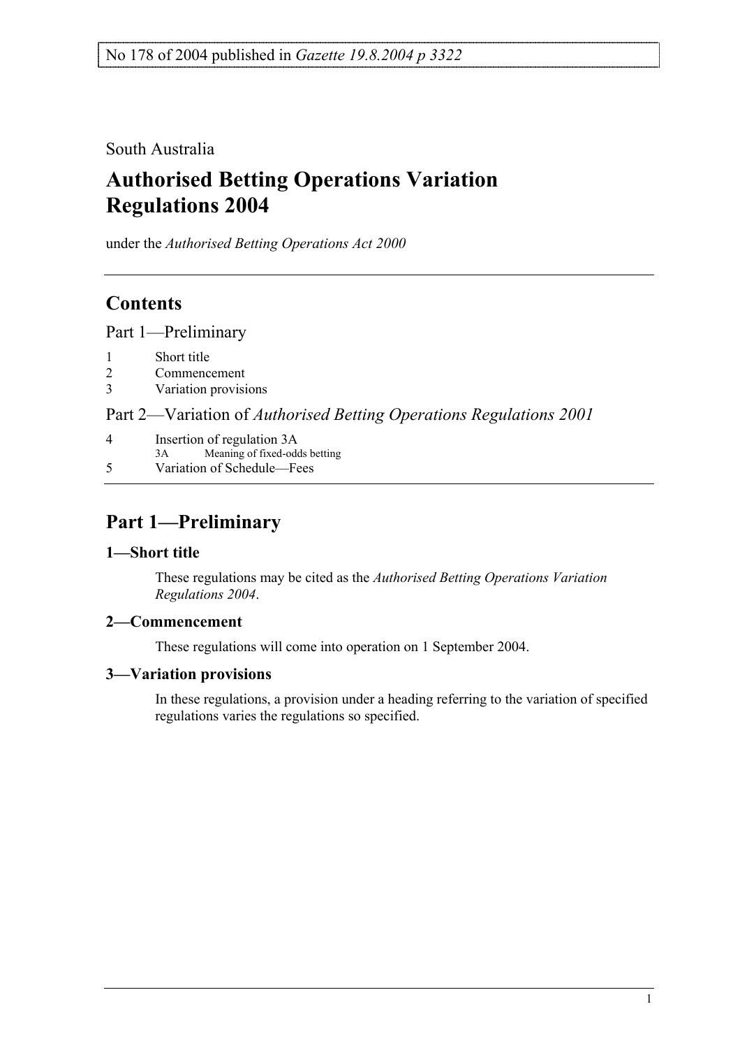No 178 of 2004 published in *Gazette 19.8.2004 p 3322*

South Australia

# Authorised Betting Operations Variation Regulations 2004

under the *Authorised Betting Operations Act 2000*

## Contents

Part 1—Preliminary

1 Short title
2 Commencement
3 Variation provisions

Part 2—Variation of *Authorised Betting Operations Regulations 2001*

4 Insertion of regulation 3A
  3A Meaning of fixed-odds betting
5 Variation of Schedule—Fees

## Part 1—Preliminary

### 1—Short title

These regulations may be cited as the *Authorised Betting Operations Variation Regulations 2004*.

### 2—Commencement

These regulations will come into operation on 1 September 2004.

### 3—Variation provisions

In these regulations, a provision under a heading referring to the variation of specified regulations varies the regulations so specified.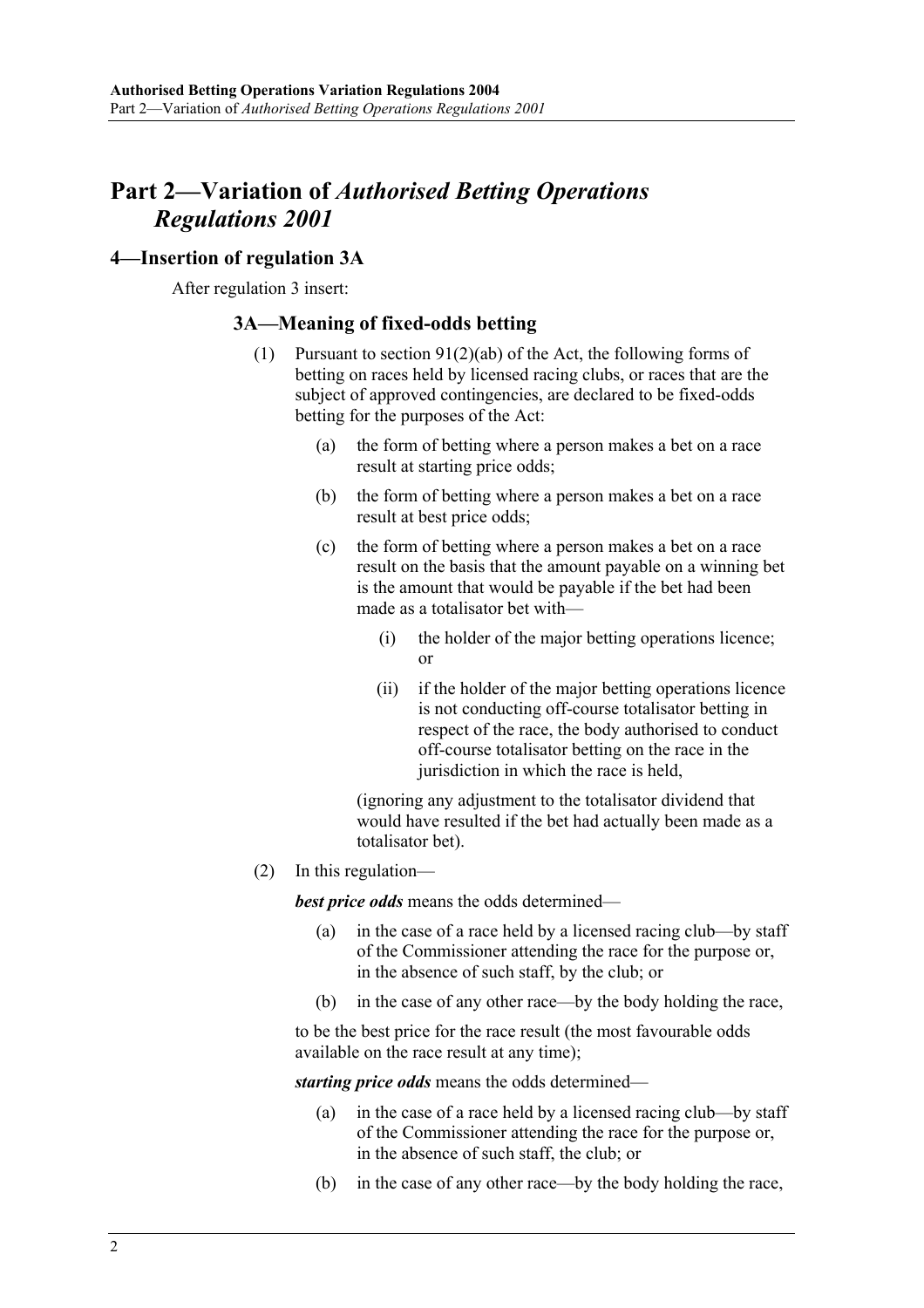# Part 2—Variation of *Authorised Betting Operations Regulations 2001*

## 4—Insertion of regulation 3A

After regulation 3 insert:

### 3A—Meaning of fixed-odds betting

(1) Pursuant to section 91(2)(ab) of the Act, the following forms of betting on races held by licensed racing clubs, or races that are the subject of approved contingencies, are declared to be fixed-odds betting for the purposes of the Act:

- (a) the form of betting where a person makes a bet on a race result at starting price odds;
- (b) the form of betting where a person makes a bet on a race result at best price odds;
- (c) the form of betting where a person makes a bet on a race result on the basis that the amount payable on a winning bet is the amount that would be payable if the bet had been made as a totalisator bet with—
  - (i) the holder of the major betting operations licence; or
  - (ii) if the holder of the major betting operations licence is not conducting off-course totalisator betting in respect of the race, the body authorised to conduct off-course totalisator betting on the race in the jurisdiction in which the race is held,

  (ignoring any adjustment to the totalisator dividend that would have resulted if the bet had actually been made as a totalisator bet).

(2) In this regulation—

***best price odds*** means the odds determined—

- (a) in the case of a race held by a licensed racing club—by staff of the Commissioner attending the race for the purpose or, in the absence of such staff, by the club; or
- (b) in the case of any other race—by the body holding the race,

to be the best price for the race result (the most favourable odds available on the race result at any time);

***starting price odds*** means the odds determined—

- (a) in the case of a race held by a licensed racing club—by staff of the Commissioner attending the race for the purpose or, in the absence of such staff, the club; or
- (b) in the case of any other race—by the body holding the race,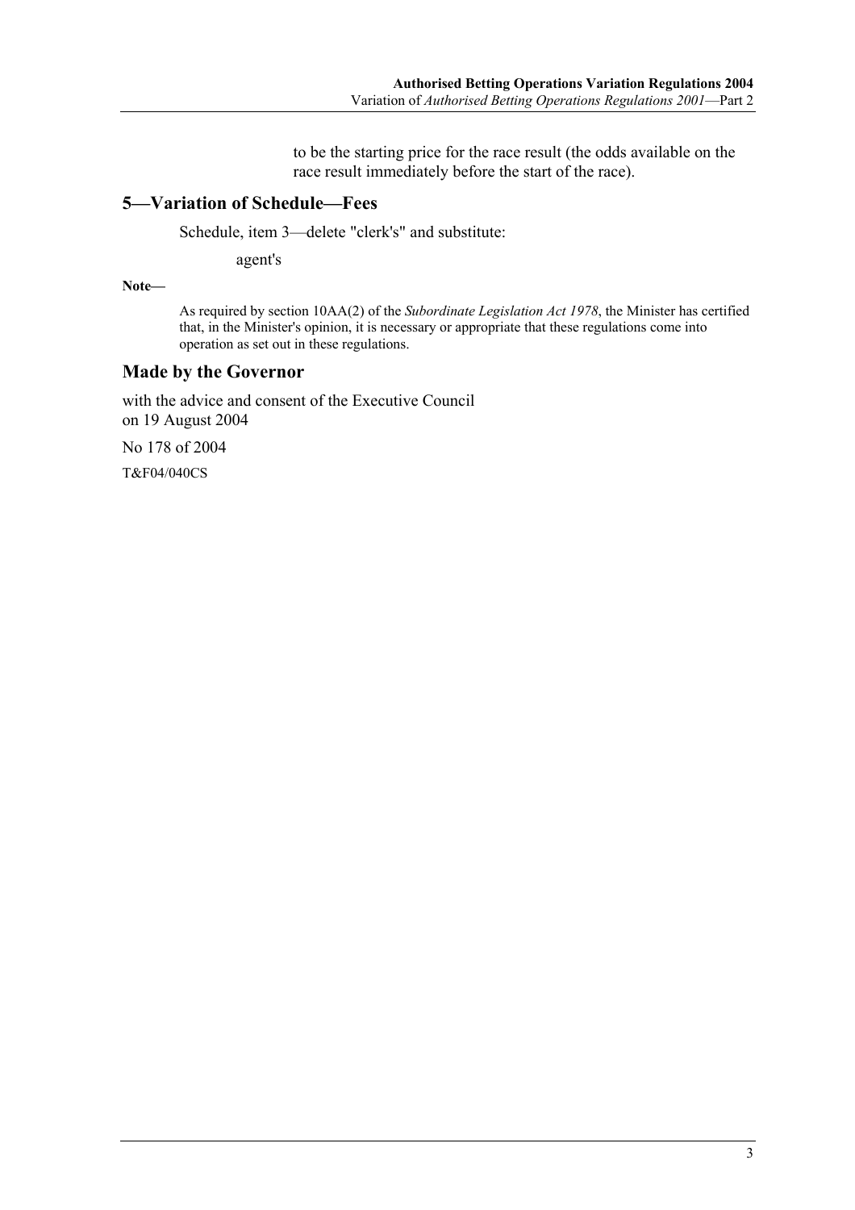to be the starting price for the race result (the odds available on the race result immediately before the start of the race).

## 5—Variation of Schedule—Fees

Schedule, item 3—delete "clerk's" and substitute:

agent's

**Note—**

As required by section 10AA(2) of the *Subordinate Legislation Act 1978*, the Minister has certified that, in the Minister's opinion, it is necessary or appropriate that these regulations come into operation as set out in these regulations.

## Made by the Governor

with the advice and consent of the Executive Council on 19 August 2004

No 178 of 2004

T&F04/040CS